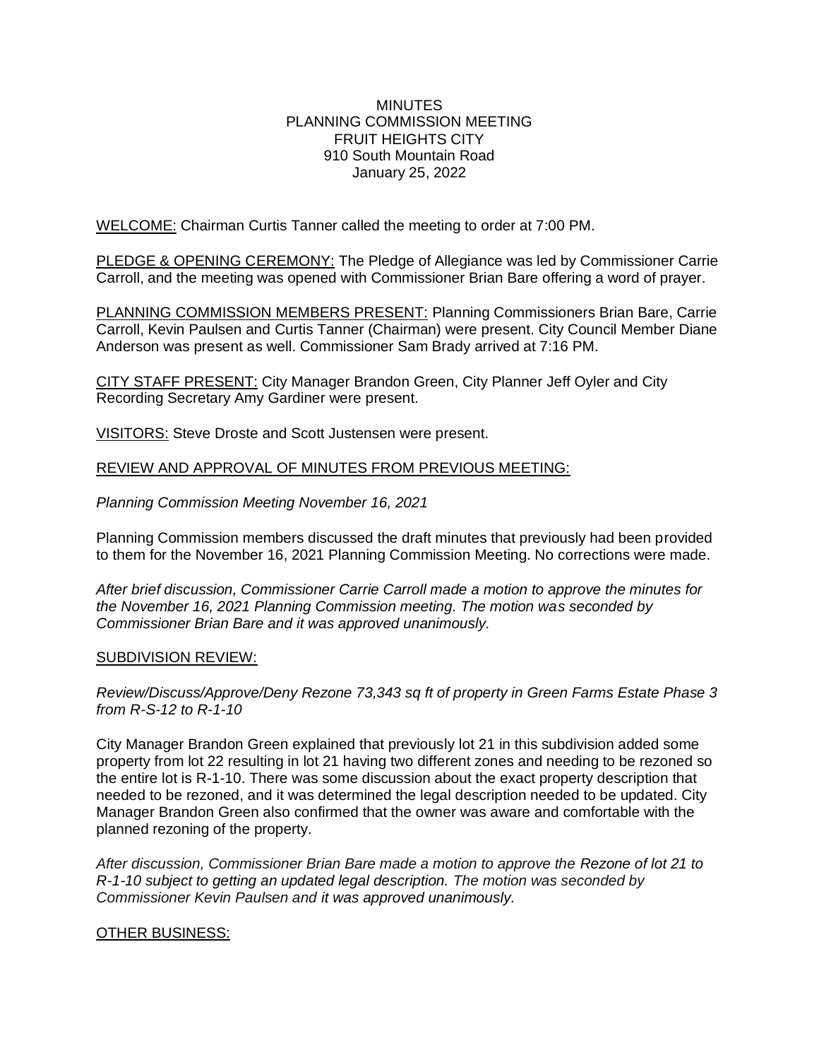MINUTES
PLANNING COMMISSION MEETING
FRUIT HEIGHTS CITY
910 South Mountain Road
January 25, 2022

WELCOME: Chairman Curtis Tanner called the meeting to order at 7:00 PM.

PLEDGE & OPENING CEREMONY: The Pledge of Allegiance was led by Commissioner Carrie Carroll, and the meeting was opened with Commissioner Brian Bare offering a word of prayer.

PLANNING COMMISSION MEMBERS PRESENT: Planning Commissioners Brian Bare, Carrie Carroll, Kevin Paulsen and Curtis Tanner (Chairman) were present. City Council Member Diane Anderson was present as well. Commissioner Sam Brady arrived at 7:16 PM.

CITY STAFF PRESENT: City Manager Brandon Green, City Planner Jeff Oyler and City Recording Secretary Amy Gardiner were present.

VISITORS: Steve Droste and Scott Justensen were present.

REVIEW AND APPROVAL OF MINUTES FROM PREVIOUS MEETING:

*Planning Commission Meeting November 16, 2021*

Planning Commission members discussed the draft minutes that previously had been provided to them for the November 16, 2021 Planning Commission Meeting. No corrections were made.

*After brief discussion, Commissioner Carrie Carroll made a motion to approve the minutes for the November 16, 2021 Planning Commission meeting. The motion was seconded by Commissioner Brian Bare and it was approved unanimously.*

SUBDIVISION REVIEW:

*Review/Discuss/Approve/Deny Rezone 73,343 sq ft of property in Green Farms Estate Phase 3 from R-S-12 to R-1-10*

City Manager Brandon Green explained that previously lot 21 in this subdivision added some property from lot 22 resulting in lot 21 having two different zones and needing to be rezoned so the entire lot is R-1-10. There was some discussion about the exact property description that needed to be rezoned, and it was determined the legal description needed to be updated. City Manager Brandon Green also confirmed that the owner was aware and comfortable with the planned rezoning of the property.

*After discussion, Commissioner Brian Bare made a motion to approve the Rezone of lot 21 to R-1-10 subject to getting an updated legal description. The motion was seconded by Commissioner Kevin Paulsen and it was approved unanimously.*

OTHER BUSINESS: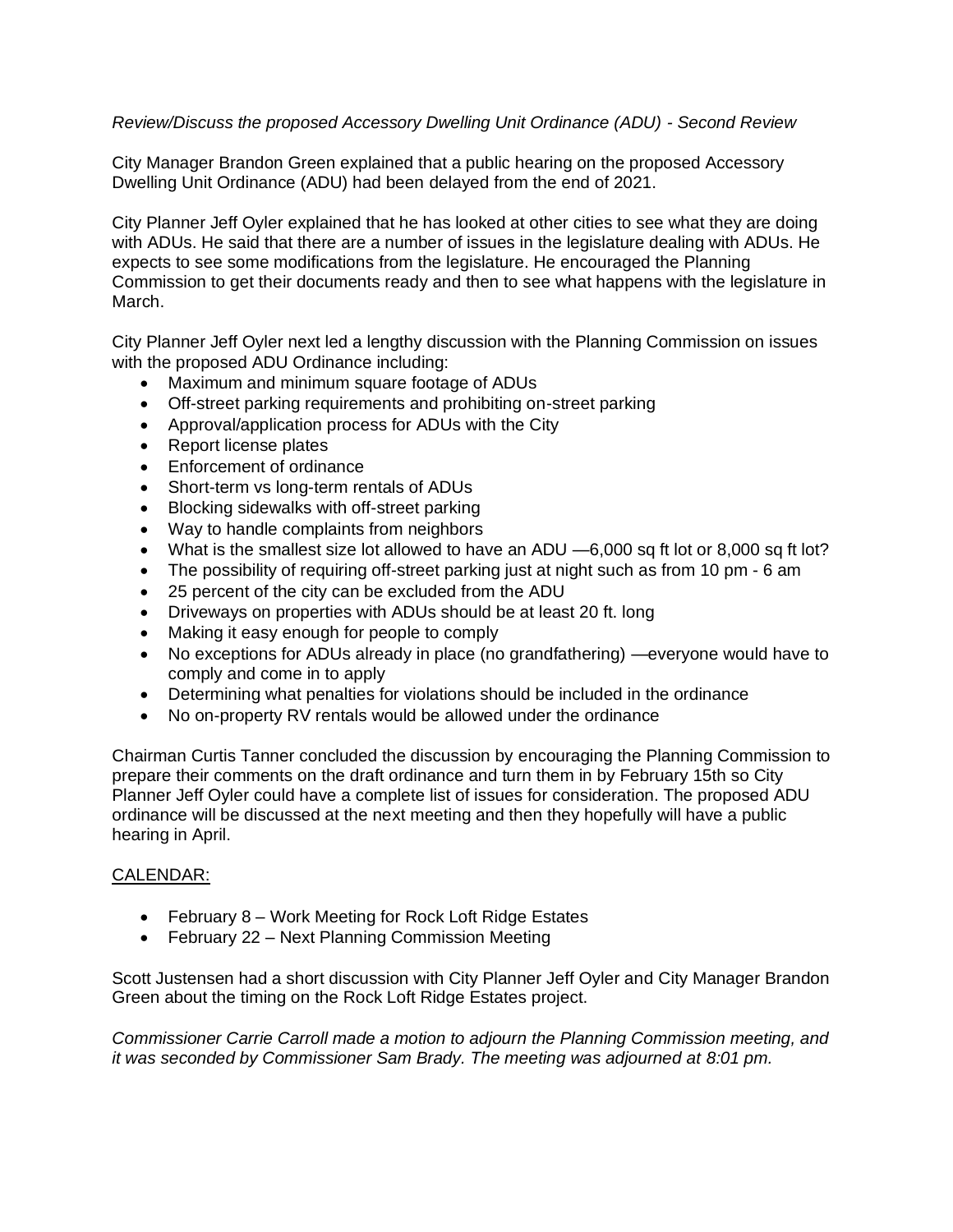*Review/Discuss the proposed Accessory Dwelling Unit Ordinance (ADU) - Second Review*

City Manager Brandon Green explained that a public hearing on the proposed Accessory Dwelling Unit Ordinance (ADU) had been delayed from the end of 2021.

City Planner Jeff Oyler explained that he has looked at other cities to see what they are doing with ADUs. He said that there are a number of issues in the legislature dealing with ADUs. He expects to see some modifications from the legislature. He encouraged the Planning Commission to get their documents ready and then to see what happens with the legislature in March.

City Planner Jeff Oyler next led a lengthy discussion with the Planning Commission on issues with the proposed ADU Ordinance including:

- Maximum and minimum square footage of ADUs
- Off-street parking requirements and prohibiting on-street parking
- Approval/application process for ADUs with the City
- Report license plates
- Enforcement of ordinance
- Short-term vs long-term rentals of ADUs
- Blocking sidewalks with off-street parking
- Way to handle complaints from neighbors
- What is the smallest size lot allowed to have an ADU —6,000 sq ft lot or 8,000 sq ft lot?
- The possibility of requiring off-street parking just at night such as from 10 pm - 6 am
- 25 percent of the city can be excluded from the ADU
- Driveways on properties with ADUs should be at least 20 ft. long
- Making it easy enough for people to comply
- No exceptions for ADUs already in place (no grandfathering) —everyone would have to comply and come in to apply
- Determining what penalties for violations should be included in the ordinance
- No on-property RV rentals would be allowed under the ordinance

Chairman Curtis Tanner concluded the discussion by encouraging the Planning Commission to prepare their comments on the draft ordinance and turn them in by February 15th so City Planner Jeff Oyler could have a complete list of issues for consideration. The proposed ADU ordinance will be discussed at the next meeting and then they hopefully will have a public hearing in April.

<u>CALENDAR:</u>

- February 8 – Work Meeting for Rock Loft Ridge Estates
- February 22 – Next Planning Commission Meeting

Scott Justensen had a short discussion with City Planner Jeff Oyler and City Manager Brandon Green about the timing on the Rock Loft Ridge Estates project.

*Commissioner Carrie Carroll made a motion to adjourn the Planning Commission meeting, and it was seconded by Commissioner Sam Brady. The meeting was adjourned at 8:01 pm.*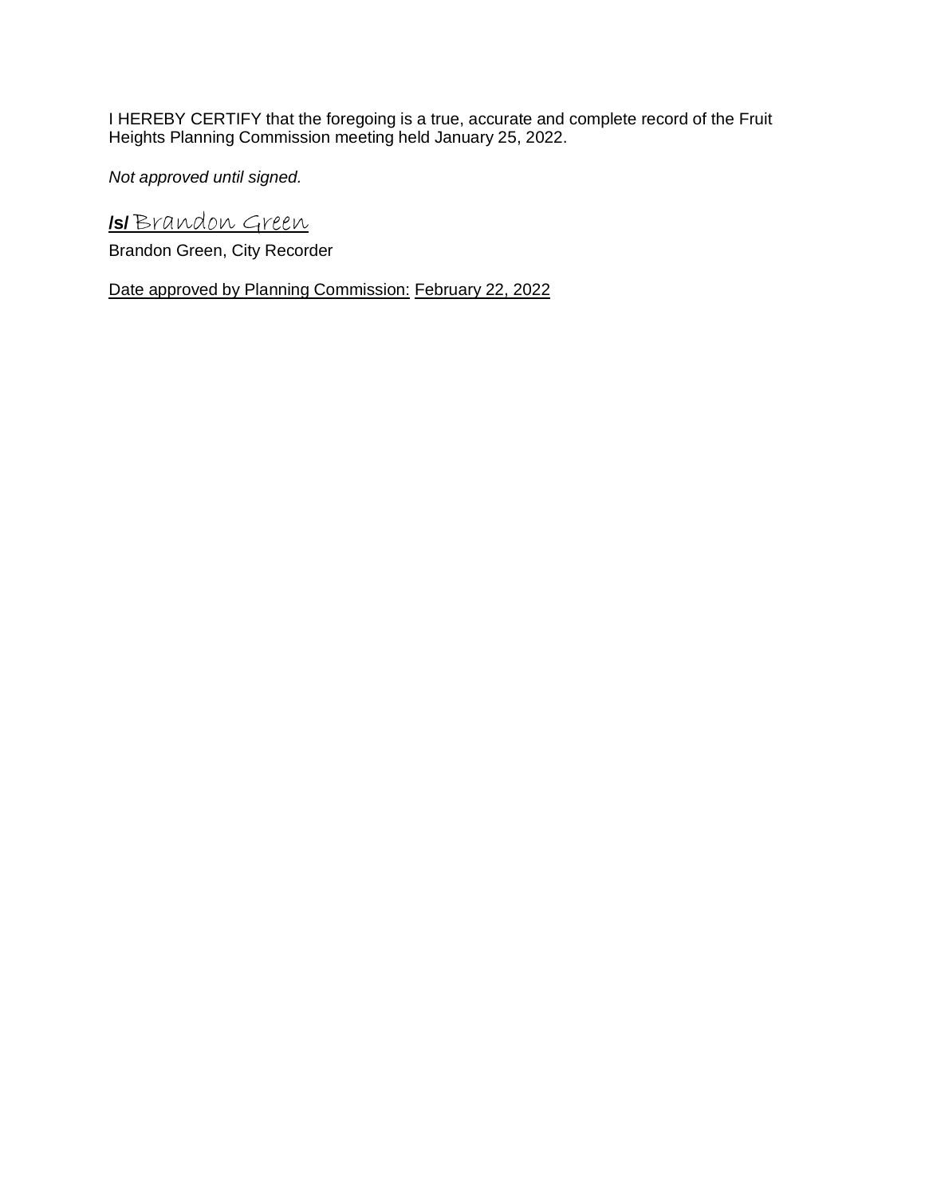I HEREBY CERTIFY that the foregoing is a true, accurate and complete record of the Fruit Heights Planning Commission meeting held January 25, 2022.

*Not approved until signed.*

**/s/** Brandon Green

Brandon Green, City Recorder

Date approved by Planning Commission: February 22, 2022